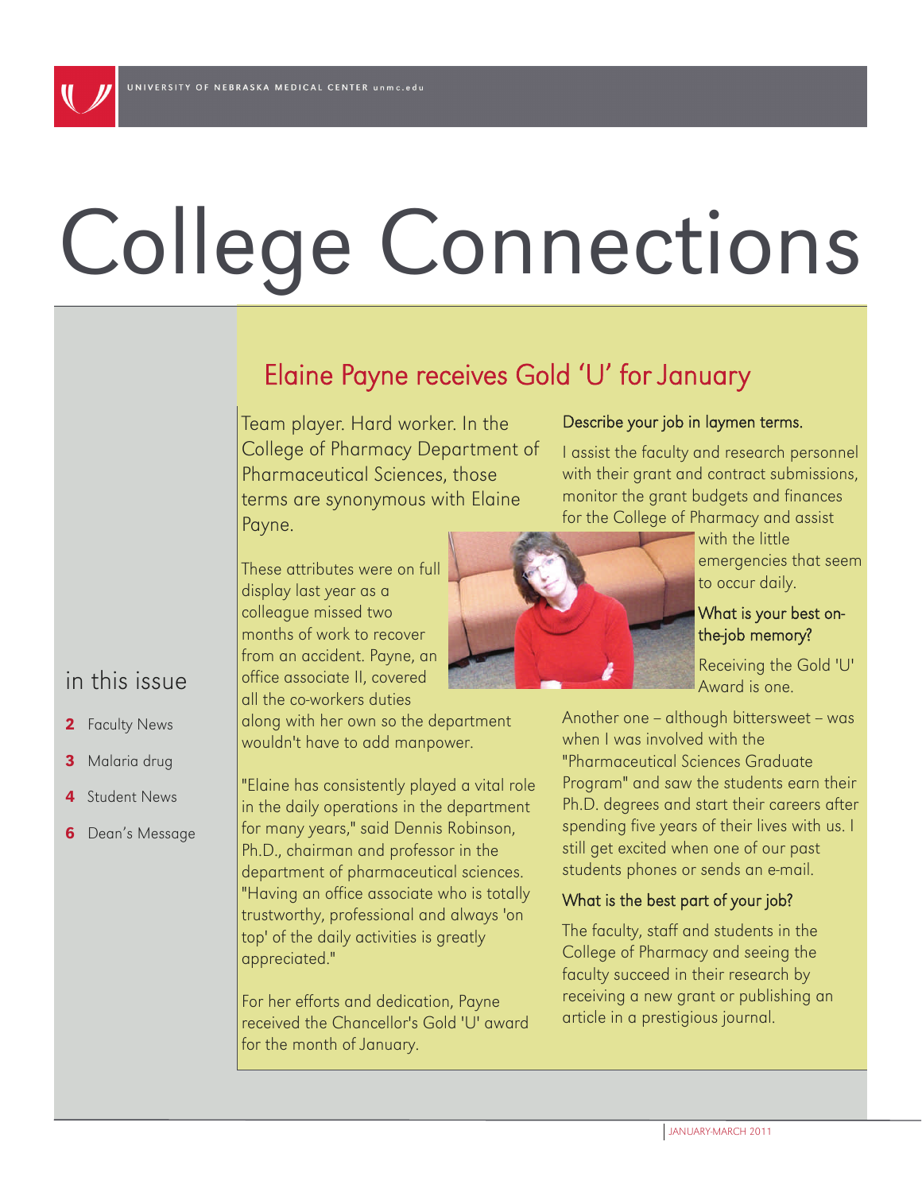UNIVERSITY OF NEBRASKA MEDICAL CENTER unmc.edu

# College Connections

## in this issue

- **2** Faculty News
- **3** Malaria drug
- **4** Student News
- **6** Dean's Message

## Elaine Payne receives Gold 'U' for January

Team player. Hard worker. In the College of Pharmacy Department of Pharmaceutical Sciences, those terms are synonymous with Elaine Payne.

These attributes were on full display last year as a colleague missed two months of work to recover from an accident. Payne, an office associate II, covered all the co-workers duties along with her own so the department wouldn't have to add manpower.

"Elaine has consistently played a vital role in the daily operations in the department for many years," said Dennis Robinson, Ph.D., chairman and professor in the department of pharmaceutical sciences. "Having an office associate who is totally trustworthy, professional and always 'on top' of the daily activities is greatly appreciated."

For her efforts and dedication, Payne received the Chancellor's Gold 'U' award for the month of January.

### Describe your job in laymen terms.

I assist the faculty and research personnel with their grant and contract submissions, monitor the grant budgets and finances for the College of Pharmacy and assist with the little emergencies that seem to occur daily.

### What is your best on-the-job memory?

Receiving the Gold 'U' Award is one.

Another one – although bittersweet – was when I was involved with the "Pharmaceutical Sciences Graduate Program" and saw the students earn their Ph.D. degrees and start their careers after spending five years of their lives with us. I still get excited when one of our past students phones or sends an e-mail.

### What is the best part of your job?

The faculty, staff and students in the College of Pharmacy and seeing the faculty succeed in their research by receiving a new grant or publishing an article in a prestigious journal.

JANUARY-MARCH 2011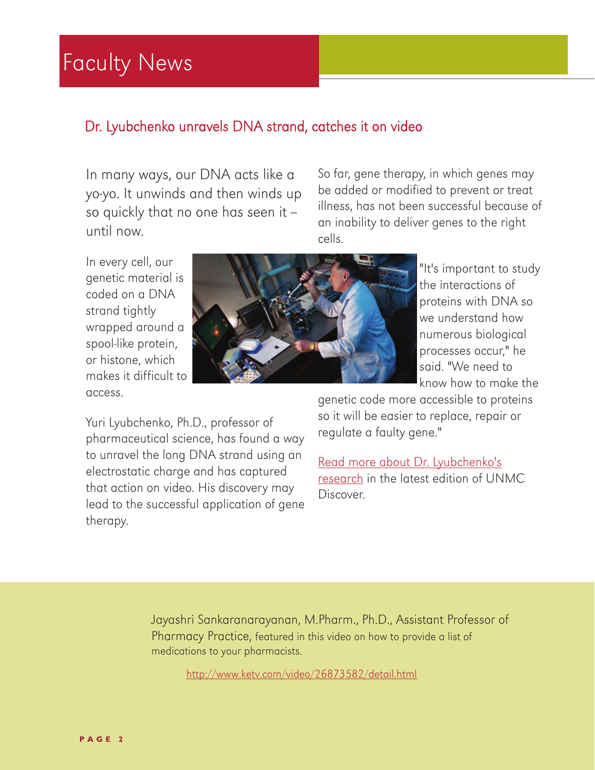# Faculty News

## Dr. Lyubchenko unravels DNA strand, catches it on video

In many ways, our DNA acts like a yo-yo. It unwinds and then winds up so quickly that no one has seen it – until now.

In every cell, our genetic material is coded on a DNA strand tightly wrapped around a spool-like protein, or histone, which makes it difficult to access.

Yuri Lyubchenko, Ph.D., professor of pharmaceutical science, has found a way to unravel the long DNA strand using an electrostatic charge and has captured that action on video. His discovery may lead to the successful application of gene therapy.

So far, gene therapy, in which genes may be added or modified to prevent or treat illness, has not been successful because of an inability to deliver genes to the right cells.

"It's important to study the interactions of proteins with DNA so we understand how numerous biological processes occur," he said. "We need to know how to make the genetic code more accessible to proteins so it will be easier to replace, repair or regulate a faulty gene."

Read more about Dr. Lyubchenko's research in the latest edition of UNMC Discover.

Jayashri Sankaranarayanan, M.Pharm., Ph.D., Assistant Professor of Pharmacy Practice, featured in this video on how to provide a list of medications to your pharmacists.

http://www.ketv.com/video/26873582/detail.html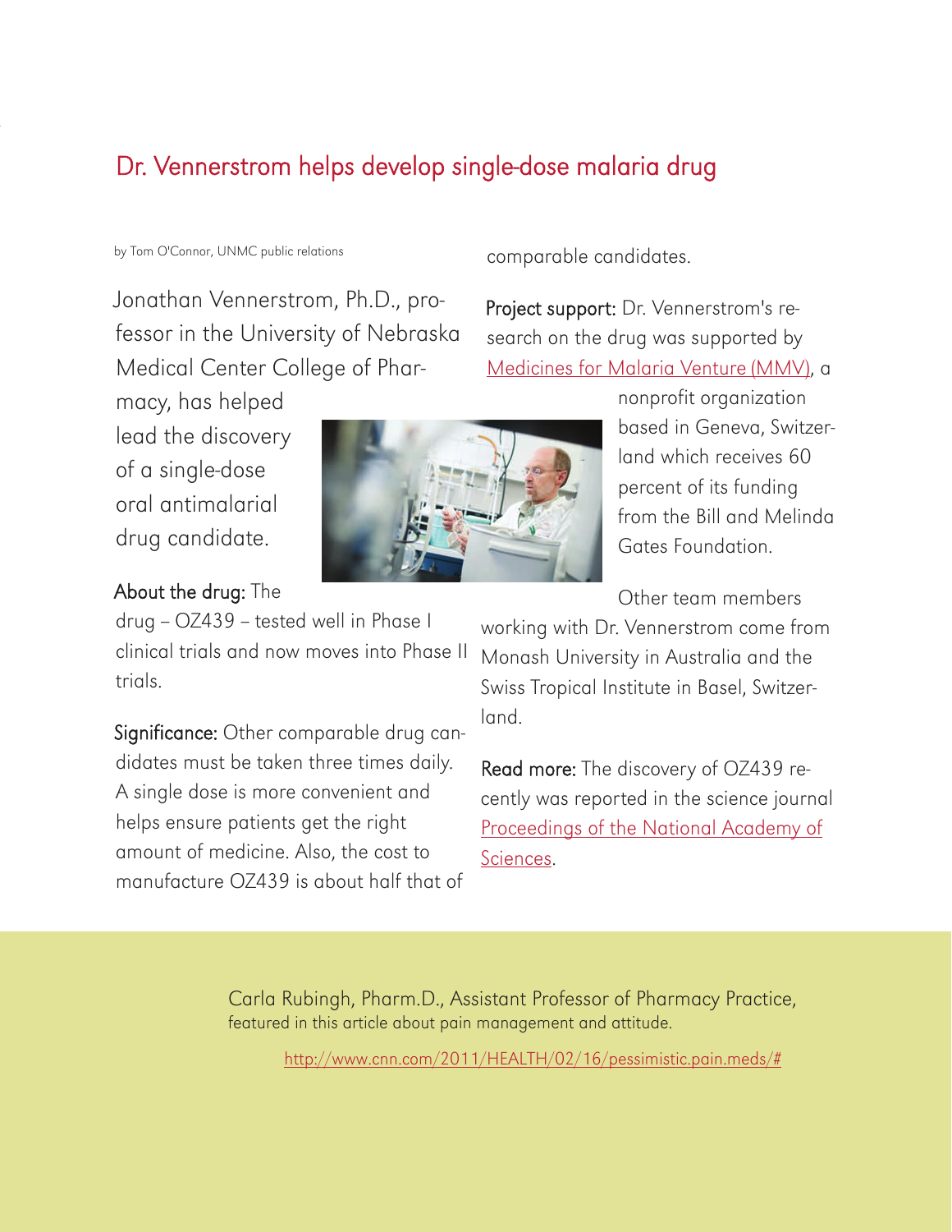## Dr. Vennerstrom helps develop single-dose malaria drug

by Tom O'Connor, UNMC public relations

Jonathan Vennerstrom, Ph.D., professor in the University of Nebraska Medical Center College of Pharmacy, has helped lead the discovery of a single-dose oral antimalarial drug candidate.

**About the drug:** The drug – OZ439 – tested well in Phase I clinical trials and now moves into Phase II trials.

**Significance:** Other comparable drug candidates must be taken three times daily. A single dose is more convenient and helps ensure patients get the right amount of medicine. Also, the cost to manufacture OZ439 is about half that of comparable candidates.

**Project support:** Dr. Vennerstrom's research on the drug was supported by Medicines for Malaria Venture (MMV), a nonprofit organization based in Geneva, Switzerland which receives 60 percent of its funding from the Bill and Melinda Gates Foundation.

Other team members working with Dr. Vennerstrom come from Monash University in Australia and the Swiss Tropical Institute in Basel, Switzerland.

**Read more:** The discovery of OZ439 recently was reported in the science journal Proceedings of the National Academy of Sciences.

Carla Rubingh, Pharm.D., Assistant Professor of Pharmacy Practice, featured in this article about pain management and attitude.

http://www.cnn.com/2011/HEALTH/02/16/pessimistic.pain.meds/#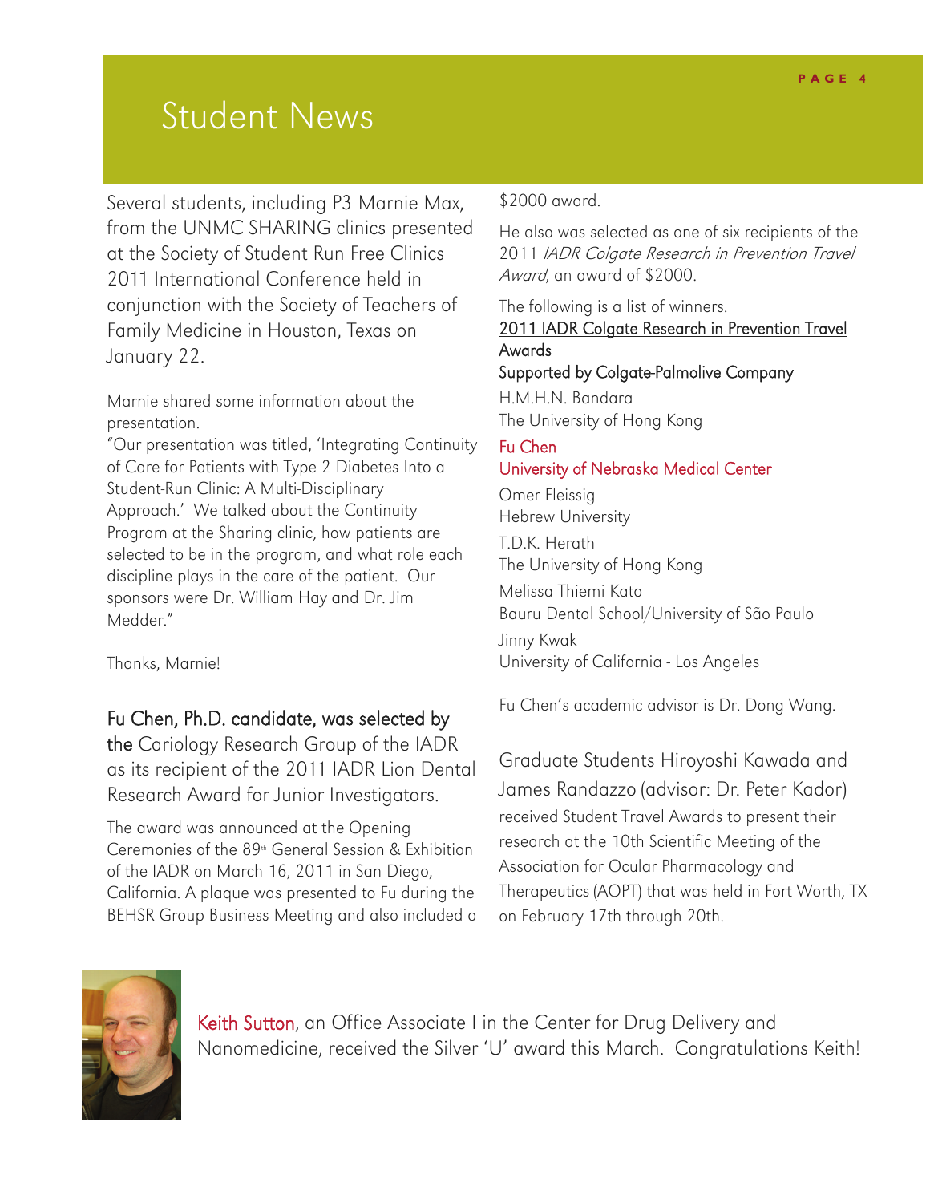# Student News

Several students, including P3 Marnie Max, from the UNMC SHARING clinics presented at the Society of Student Run Free Clinics 2011 International Conference held in conjunction with the Society of Teachers of Family Medicine in Houston, Texas on January 22.

Marnie shared some information about the presentation.

"Our presentation was titled, 'Integrating Continuity of Care for Patients with Type 2 Diabetes Into a Student-Run Clinic: A Multi-Disciplinary Approach.' We talked about the Continuity Program at the Sharing clinic, how patients are selected to be in the program, and what role each discipline plays in the care of the patient. Our sponsors were Dr. William Hay and Dr. Jim Medder."

Thanks, Marnie!

Fu Chen, Ph.D. candidate, was selected by the Cariology Research Group of the IADR as its recipient of the 2011 IADR Lion Dental Research Award for Junior Investigators.

The award was announced at the Opening Ceremonies of the 89th General Session & Exhibition of the IADR on March 16, 2011 in San Diego, California. A plaque was presented to Fu during the BEHSR Group Business Meeting and also included a $2000 award.

He also was selected as one of six recipients of the 2011 *IADR Colgate Research in Prevention Travel Award*, an award of $2000.

The following is a list of winners.

2011 IADR Colgate Research in Prevention Travel Awards

Supported by Colgate-Palmolive Company

H.M.H.N. Bandara
The University of Hong Kong

Fu Chen
University of Nebraska Medical Center

Omer Fleissig
Hebrew University

T.D.K. Herath
The University of Hong Kong

Melissa Thiemi Kato
Bauru Dental School/University of São Paulo

Jinny Kwak
University of California - Los Angeles

Fu Chen's academic advisor is Dr. Dong Wang.

Graduate Students Hiroyoshi Kawada and James Randazzo (advisor: Dr. Peter Kador) received Student Travel Awards to present their research at the 10th Scientific Meeting of the Association for Ocular Pharmacology and Therapeutics (AOPT) that was held in Fort Worth, TX on February 17th through 20th.

Keith Sutton, an Office Associate I in the Center for Drug Delivery and Nanomedicine, received the Silver 'U' award this March. Congratulations Keith!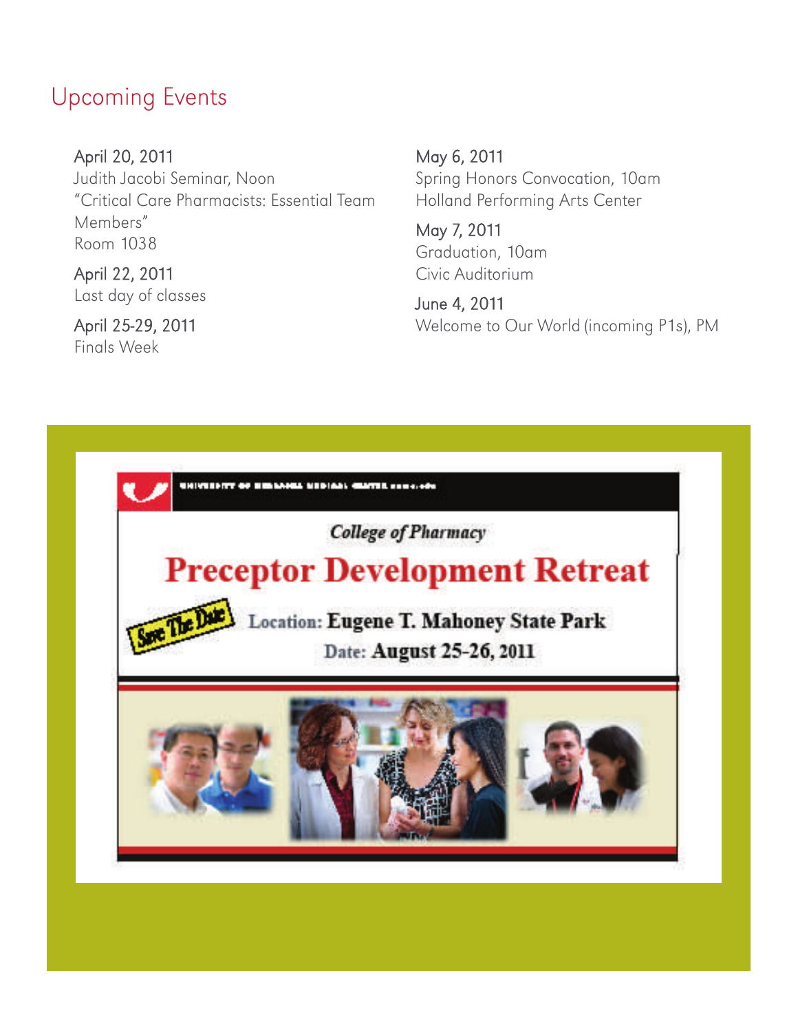## Upcoming Events

**April 20, 2011**
Judith Jacobi Seminar, Noon
"Critical Care Pharmacists: Essential Team Members"
Room 1038

**April 22, 2011**
Last day of classes

**April 25-29, 2011**
Finals Week

**May 6, 2011**
Spring Honors Convocation, 10am
Holland Performing Arts Center

**May 7, 2011**
Graduation, 10am
Civic Auditorium

**June 4, 2011**
Welcome to Our World (incoming P1s), PM

*College of Pharmacy*

**Preceptor Development Retreat**

Save The Date

Location: **Eugene T. Mahoney State Park**

Date: **August 25-26, 2011**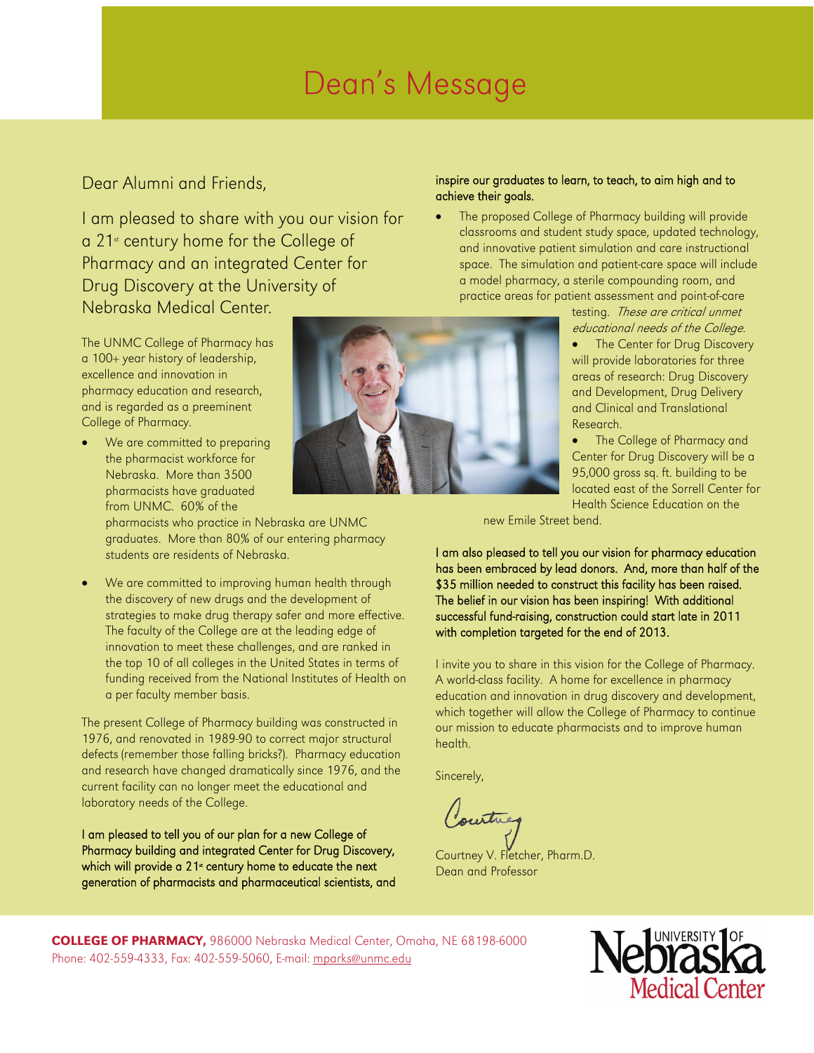# Dean's Message

Dear Alumni and Friends,

I am pleased to share with you our vision for a 21st century home for the College of Pharmacy and an integrated Center for Drug Discovery at the University of Nebraska Medical Center.

The UNMC College of Pharmacy has a 100+ year history of leadership, excellence and innovation in pharmacy education and research, and is regarded as a preeminent College of Pharmacy.

- We are committed to preparing the pharmacist workforce for Nebraska. More than 3500 pharmacists have graduated from UNMC. 60% of the pharmacists who practice in Nebraska are UNMC graduates. More than 80% of our entering pharmacy students are residents of Nebraska.

- We are committed to improving human health through the discovery of new drugs and the development of strategies to make drug therapy safer and more effective. The faculty of the College are at the leading edge of innovation to meet these challenges, and are ranked in the top 10 of all colleges in the United States in terms of funding received from the National Institutes of Health on a per faculty member basis.

The present College of Pharmacy building was constructed in 1976, and renovated in 1989-90 to correct major structural defects (remember those falling bricks?). Pharmacy education and research have changed dramatically since 1976, and the current facility can no longer meet the educational and laboratory needs of the College.

I am pleased to tell you of our plan for a new College of Pharmacy building and integrated Center for Drug Discovery, which will provide a 21st century home to educate the next generation of pharmacists and pharmaceutical scientists, and inspire our graduates to learn, to teach, to aim high and to achieve their goals.

- The proposed College of Pharmacy building will provide classrooms and student study space, updated technology, and innovative patient simulation and care instructional space. The simulation and patient-care space will include a model pharmacy, a sterile compounding room, and practice areas for patient assessment and point-of-care testing. *These are critical unmet educational needs of the College.*
- The Center for Drug Discovery will provide laboratories for three areas of research: Drug Discovery and Development, Drug Delivery and Clinical and Translational Research.
- The College of Pharmacy and Center for Drug Discovery will be a 95,000 gross sq. ft. building to be located east of the Sorrell Center for Health Science Education on the new Emile Street bend.

I am also pleased to tell you our vision for pharmacy education has been embraced by lead donors. And, more than half of the $35 million needed to construct this facility has been raised. The belief in our vision has been inspiring! With additional successful fund-raising, construction could start late in 2011 with completion targeted for the end of 2013.

I invite you to share in this vision for the College of Pharmacy. A world-class facility. A home for excellence in pharmacy education and innovation in drug discovery and development, which together will allow the College of Pharmacy to continue our mission to educate pharmacists and to improve human health.

Sincerely,

Courtney

Courtney V. Fletcher, Pharm.D.
Dean and Professor

**COLLEGE OF PHARMACY,** 986000 Nebraska Medical Center, Omaha, NE 68198-6000
Phone: 402-559-4333, Fax: 402-559-5060, E-mail: mparks@unmc.edu

University of Nebraska Medical Center